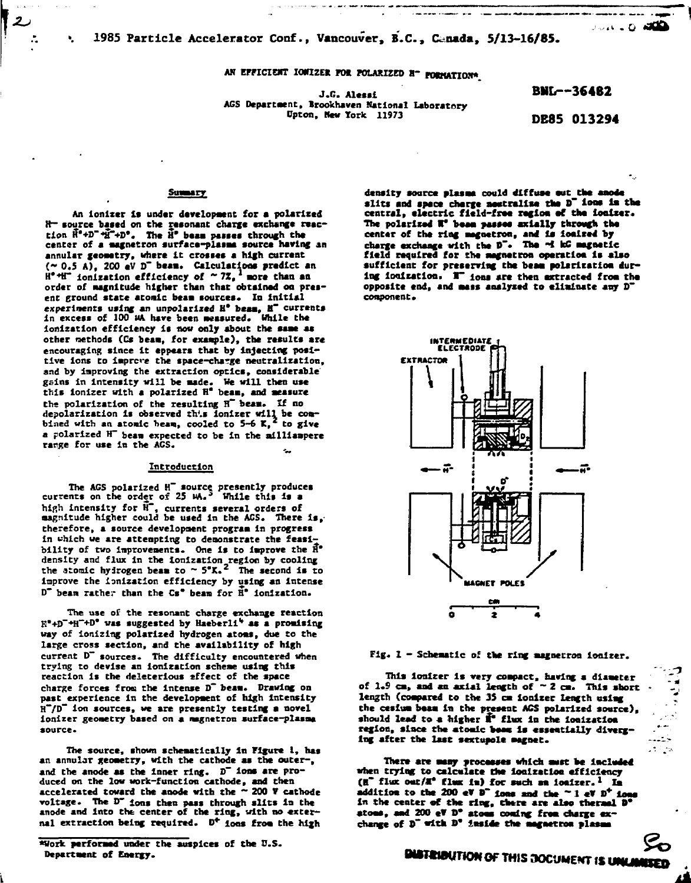1985 Particle Accelerator Conf., Vancouver, B.C., Canada, 5/13-16/85.

# AN EFFICIENT IONIZER FOR POLARIZED H⁻ FORMATION*

J.G. Alessi
AGS Department, Brookhaven National Laboratory
Upton, New York 11973

BNL--36482

DE85 013294

## Summary

An ionizer is under development for a polarized H⁻ source based on the resonant charge exchange reaction $\vec{H}^\circ + D^- \rightarrow \vec{H}^- + D^\circ$. The $\vec{H}^\circ$ beam passes through the center of a magnetron surface-plasma source having an annular geometry, where it crosses a high current (~ 0.5 A), 200 eV $D^-$ beam. Calculations predict an $H^\circ \rightarrow H^-$ ionization efficiency of ~ 7%,[1] more than an order of magnitude higher than that obtained on present ground state atomic beam sources. In initial experiments using an unpolarized $H^\circ$ beam, $H^-$ currents in excess of 100 µA have been measured. While the ionization efficiency is now only about the same as other methods (Cs beam, for example), the results are encouraging since it appears that by injecting positive ions to improve the space-charge neutralization, and by improving the extraction optics, considerable gains in intensity will be made. We will then use this ionizer with a polarized $H^\circ$ beam, and measure the polarization of the resulting $H^-$ beam. If no depolarization is observed this ionizer will be combined with an atomic beam, cooled to 5-6 K,[2] to give a polarized $H^-$ beam expected to be in the milliampere range for use in the AGS.

## Introduction

The AGS polarized $H^-$ source presently produces currents on the order of 25 µA.[3] While this is a high intensity for $\vec{H}^-$, currents several orders of magnitude higher could be used in the AGS. There is, therefore, a source development program in progress in which we are attempting to demonstrate the feasibility of two improvements. One is to improve the $\vec{H}^\circ$ density and flux in the ionization region by cooling the atomic hydrogen beam to ~ 5°K.[2] The second is to improve the ionization efficiency by using an intense $D^-$ beam rather than the $Cs^\circ$ beam for $\vec{H}^\circ$ ionization.

The use of the resonant charge exchange reaction $H^\circ + D^- \rightarrow H^- + D^\circ$ was suggested by Haeberli[4] as a promising way of ionizing polarized hydrogen atoms, due to the large cross section, and the availability of high current $D^-$ sources. The difficulty encountered when trying to devise an ionization scheme using this reaction is the deleterious effect of the space charge forces from the intense $D^-$ beam. Drawing on past experience in the development of high intensity $H^-/D^-$ ion sources, we are presently testing a novel ionizer geometry based on a magnetron surface-plasma source.

The source, shown schematically in Figure 1, has an annular geometry, with the cathode as the outer-, and the anode as the inner ring. $D^-$ ions are produced on the low work-function cathode, and then accelerated toward the anode with the ~ 200 V cathode voltage. The $D^-$ ions then pass through slits in the anode and into the center of the ring, with no external extraction being required. $D^+$ ions from the high density source plasma could diffuse out the anode slits and space charge neutralize the $D^-$ ions in the central, electric field-free region of the ionizer. The polarized $\vec{H}^\circ$ beam passes axially through the center of the ring magnetron, and is ionized by charge exchange with the $D^-$. The ~1 kG magnetic field required for the magnetron operation is also sufficient for preserving the beam polarization during ionization. $H^-$ ions are then extracted from the opposite end, and mass analyzed to eliminate any $D^-$ component.

Fig. 1 - Schematic of the ring magnetron ionizer.

This ionizer is very compact, having a diameter of 1.9 cm, and an axial length of ~ 2 cm. This short length (compared to the 35 cm ionizer length using the cesium beam in the present AGS polarized source), should lead to a higher $\vec{H}^\circ$ flux in the ionization region, since the atomic beam is essentially diverging after the last sextupole magnet.

There are many processes which must be included when trying to calculate the ionization efficiency ($H^-$ flux out/$H^\circ$ flux in) for such an ionizer.[1] In addition to the 200 eV $D^-$ ions and the ~ 1 eV $D^+$ ions in the center of the ring, there are also thermal $D^\circ$ atoms, and 200 eV $D^\circ$ atoms coming from charge exchange of $D^-$ with $D^\circ$ inside the magnetron plasma

*Work performed under the auspices of the U.S. Department of Energy.

DISTRIBUTION OF THIS DOCUMENT IS UNLIMITED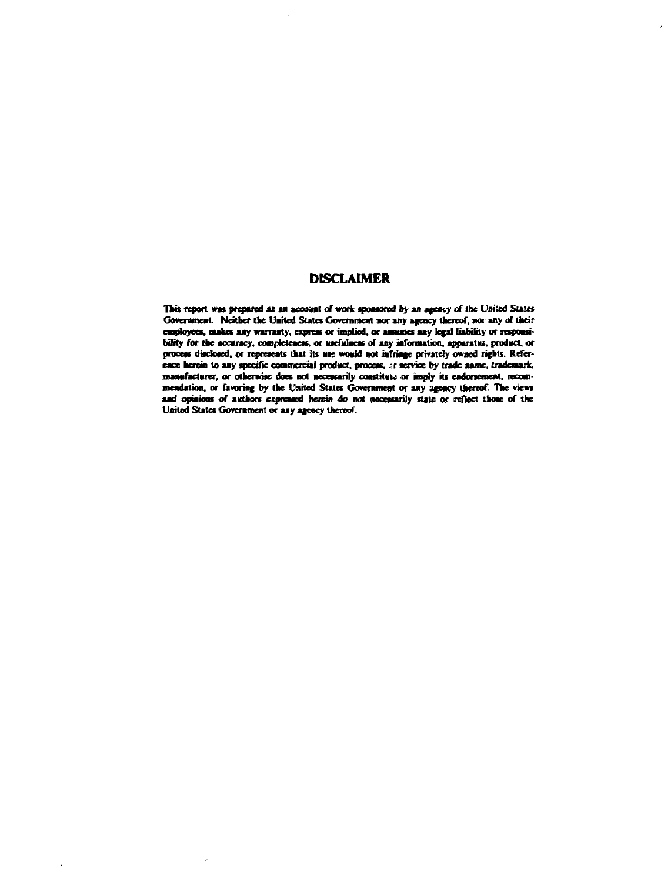## DISCLAIMER

This report was prepared as an account of work sponsored by an agency of the United States Government. Neither the United States Government nor any agency thereof, nor any of their employees, makes any warranty, express or implied, or assumes any legal liability or responsibility for the accuracy, completeness, or usefulness of any information, apparatus, product, or process disclosed, or represents that its use would not infringe privately owned rights. Reference herein to any specific commercial product, process, or service by trade name, trademark, manufacturer, or otherwise does not necessarily constitute or imply its endorsement, recommendation, or favoring by the United States Government or any agency thereof. The views and opinions of authors expressed herein do not necessarily state or reflect those of the United States Government or any agency thereof.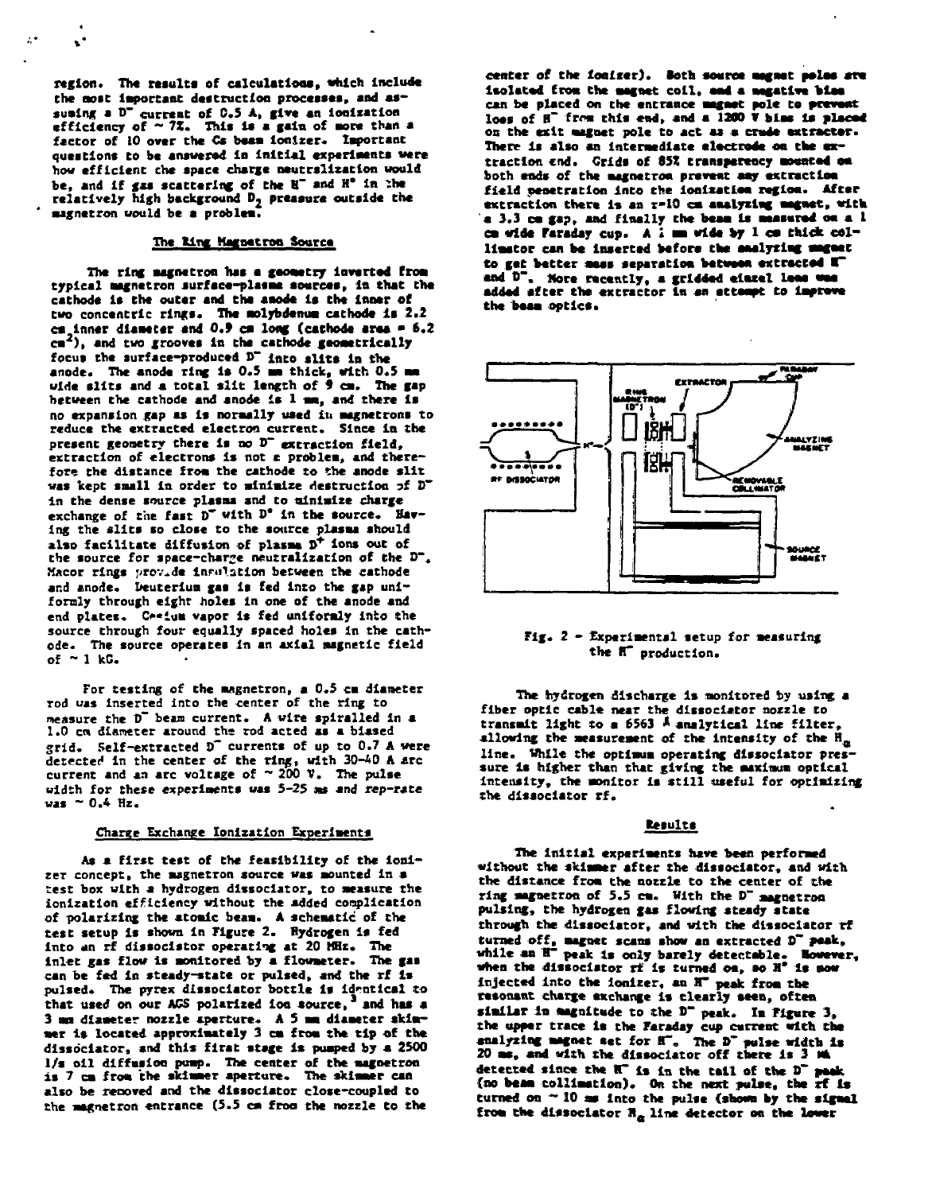region. The results of calculations, which include the most important destruction processes, and assuming a $D^-$ current of 0.5 A, give an ionization efficiency of ~ 7%. This is a gain of more than a factor of 10 over the Cs beam ionizer. Important questions to be answered in initial experiments were how efficient the space charge neutralization would be, and if gas scattering of the $H^-$ and $H^0$ in the relatively high background $D_2$ pressure outside the magnetron would be a problem.

### The Ring Magnetron Source

The ring magnetron has a geometry inverted from typical magnetron surface-plasma sources, in that the cathode is the outer and the anode is the inner of two concentric rings. The molybdenum cathode is 2.2 cm inner diameter and 0.9 cm long (cathode area = 6.2 $cm^2$), and two grooves in the cathode geometrically focus the surface-produced $D^-$ into slits in the anode. The anode ring is 0.5 mm thick, with 0.5 mm wide slits and a total slit length of 9 cm. The gap between the cathode and anode is 1 mm, and there is no expansion gap as is normally used in magnetrons to reduce the extracted electron current. Since in the present geometry there is no $D^-$ extraction field, extraction of electrons is not a problem, and therefore the distance from the cathode to the anode slit was kept small in order to minimize destruction of $D^-$ in the dense source plasma and to minimize charge exchange of the fast $D^-$ with $D^0$ in the source. Having the slits so close to the source plasma should also facilitate diffusion of plasma $D^+$ ions out of the source for space-charge neutralization of the $D^-$. Macor rings provide insulation between the cathode and anode. Deuterium gas is fed into the gap uniformly through eight holes in one of the anode and end plates. Cesium vapor is fed uniformly into the source through four equally spaced holes in the cathode. The source operates in an axial magnetic field of ~ 1 kG.

For testing of the magnetron, a 0.5 cm diameter rod was inserted into the center of the ring to measure the $D^-$ beam current. A wire spiralled in a 1.0 cm diameter around the rod acted as a biased grid. Self-extracted $D^-$ currents of up to 0.7 A were detected in the center of the ring, with 30-40 A arc current and an arc voltage of ~ 200 V. The pulse width for these experiments was 5-25 ms and rep-rate was ~ 0.4 Hz.

### Charge Exchange Ionization Experiments

As a first test of the feasibility of the ionizer concept, the magnetron source was mounted in a test box with a hydrogen dissociator, to measure the ionization efficiency without the added complication of polarizing the atomic beam. A schematic of the test setup is shown in Figure 2. Hydrogen is fed into an rf dissociator operating at 20 MHz. The inlet gas flow is monitored by a flowmeter. The gas can be fed in steady-state or pulsed, and the rf is pulsed. The pyrex dissociator bottle is identical to that used on our AGS polarized ion source,[3] and has a 3 mm diameter nozzle aperture. A 5 mm diameter skimmer is located approximately 3 cm from the tip of the dissociator, and this first stage is pumped by a 2500 l/s oil diffusion pump. The center of the magnetron is 7 cm from the skimmer aperture. The skimmer can also be removed and the dissociator close-coupled to the magnetron entrance (5.5 cm from the nozzle to the center of the ionizer). Both source magnet poles are isolated from the magnet coil, and a negative bias can be placed on the entrance magnet pole to prevent loss of $H^-$ from this end, and a 1200 V bias is placed on the exit magnet pole to act as a crude extractor. There is also an intermediate electrode on the extraction end. Grids of 85% transparency mounted on both ends of the magnetron prevent any extraction field penetration into the ionization region. After extraction there is an r=10 cm analyzing magnet, with a 3.3 cm gap, and finally the beam is measured on a 1 cm wide Faraday cup. A 1 mm wide by 1 cm thick collimator can be inserted before the analyzing magnet to get better mass separation between extracted $H^-$ and $D^-$. More recently, a gridded einzel lens was added after the extractor in an attempt to improve the beam optics.

Fig. 2 - Experimental setup for measuring the $H^-$ production.

The hydrogen discharge is monitored by using a fiber optic cable near the dissociator nozzle to transmit light to a 6563 Å analytical line filter, allowing the measurement of the intensity of the $H_\alpha$ line. While the optimum operating dissociator pressure is higher than that giving the maximum optical intensity, the monitor is still useful for optimizing the dissociator rf.

### Results

The initial experiments have been performed without the skimmer after the dissociator, and with the distance from the nozzle to the center of the ring magnetron of 5.5 cm. With the $D^-$ magnetron pulsing, the hydrogen gas flowing steady state through the dissociator, and with the dissociator rf turned off, magnet scans show an extracted $D^-$ peak, while an $H^-$ peak is only barely detectable. However, when the dissociator rf is turned on, so $H^0$ is now injected into the ionizer, an $H^-$ peak from the resonant charge exchange is clearly seen, often similar in magnitude to the $D^-$ peak. In Figure 3, the upper trace is the Faraday cup current with the analyzing magnet set for $H^-$. The $D^-$ pulse width is 20 ms, and with the dissociator off there is 3 mA detected since the $H^-$ is in the tail of the $D^-$ peak (no beam collimation). On the next pulse, the rf is turned on ~ 10 ms into the pulse (shown by the signal from the dissociator $H_\alpha$ line detector on the lower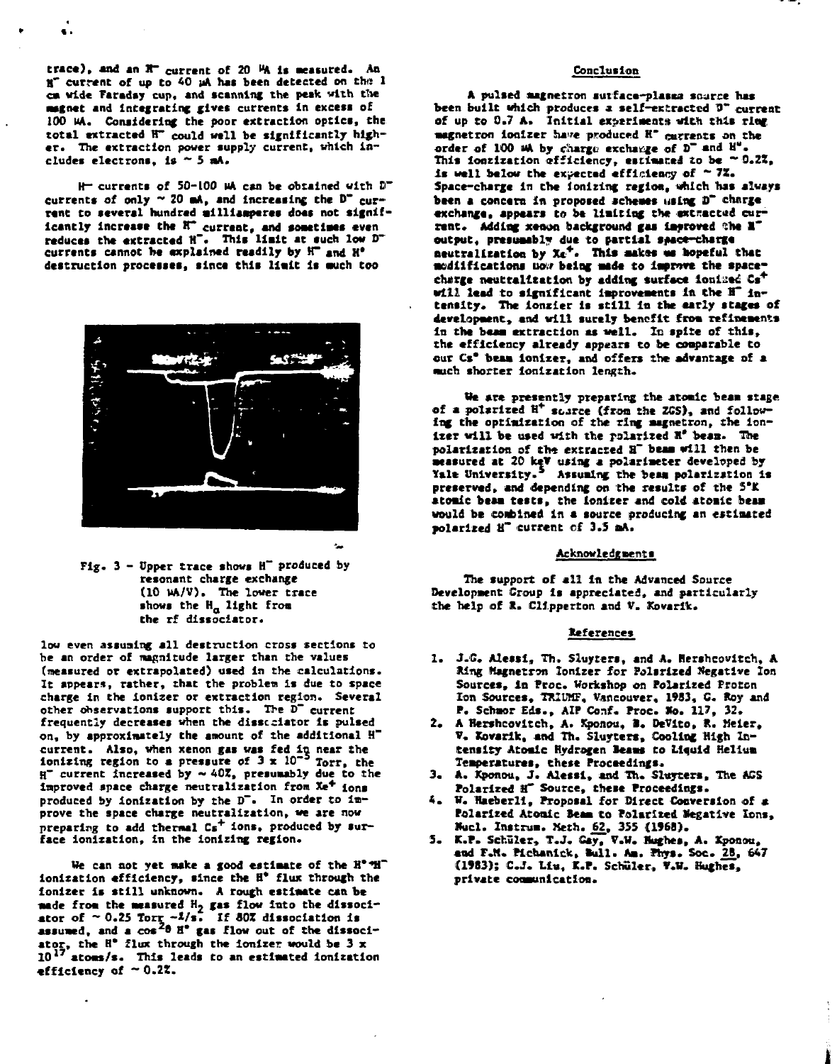trace), and an $H^-$ current of 20 μA is measured. An $H^-$ current of up to 40 μA has been detected on the 1 cm wide Faraday cup, and scanning the peak with the magnet and integrating gives currents in excess of 100 μA. Considering the poor extraction optics, the total extracted $H^-$ could well be significantly higher. The extraction power supply current, which includes electrons, is ~ 5 mA.

$H^-$ currents of 50-100 μA can be obtained with $D^-$ currents of only ~ 20 mA, and increasing the $D^-$ current to several hundred milliamperes does not significantly increase the $H^-$ current, and sometimes even reduces the extracted $H^-$. This limit at such low $D^-$ currents cannot be explained readily by $H^-$ and $H^\circ$ destruction processes, since this limit is much too low even assuming all destruction cross sections to be an order of magnitude larger than the values (measured or extrapolated) used in the calculations. It appears, rather, that the problem is due to space charge in the ionizer or extraction region. Several other observations support this. The $D^-$ current frequently decreases when the dissociator is pulsed on, by approximately the amount of the additional $H^-$ current. Also, when xenon gas was fed in near the ionizing region to a pressure of $3 \times 10^{-5}$ Torr, the $H^-$ current increased by ~ 40%, presumably due to the improved space charge neutralization from $Xe^+$ ions produced by ionization by the $D^-$. In order to improve the space charge neutralization, we are now preparing to add thermal $Cs^+$ ions, produced by surface ionization, in the ionizing region.

Fig. 3 - Upper trace shows $H^-$ produced by resonant charge exchange (10 μA/V). The lower trace shows the $H_\alpha$ light from the rf dissociator.

We can not yet make a good estimate of the $H^\circ \rightarrow H^-$ ionization efficiency, since the $H^\circ$ flux through the ionizer is still unknown. A rough estimate can be made from the measured $H_2$ gas flow into the dissociator of ~ 0.25 Torr -ℓ/s. If 80% dissociation is assumed, and a $\cos^2\theta$ $H^\circ$ gas flow out of the dissociator, the $H^\circ$ flux through the ionizer would be $3 \times 10^{17}$ atoms/s. This leads to an estimated ionization efficiency of ~ 0.2%.

## Conclusion

A pulsed magnetron surface-plasma source has been built which produces a self-extracted $D^-$ current of up to 0.7 A. Initial experiments with this ring magnetron ionizer have produced $H^-$ currents on the order of 100 μA by charge exchange of $D^-$ and $H^\circ$. This ionization efficiency, estimated to be ~ 0.2%, is well below the expected efficiency of ~ 7%. Space-charge in the ionizing region, which has always been a concern in proposed schemes using $D^-$ charge exchange, appears to be limiting the extracted current. Adding xenon background gas improved the $H^-$ output, presumably due to partial space-charge neutralization by $Xe^+$. This makes us hopeful that modifications now being made to improve the space-charge neutralization by adding surface ionized $Cs^+$ will lead to significant improvements in the $H^-$ intensity. The ionzier is still in the early stages of development, and will surely benefit from refinements in the beam extraction as well. In spite of this, the efficiency already appears to be comparable to our $Cs^\circ$ beam ionizer, and offers the advantage of a much shorter ionization length.

We are presently preparing the atomic beam stage of a polarized $H^+$ source (from the ZGS), and following the optimization of the ring magnetron, the ionizer will be used with the polarized $H^\circ$ beam. The polarization of the extracted $H^-$ beam will then be measured at 20 keV using a polarimeter developed by Yale University.[5] Assuming the beam polarization is preserved, and depending on the results of the 5°K atomic beam tests, the ionizer and cold atomic beam would be combined in a source producing an estimated polarized $H^-$ current of 3.5 mA.

## Acknowledgments

The support of all in the Advanced Source Development Group is appreciated, and particularly the help of R. Clipperton and V. Kovarik.

## References

1. J.G. Alessi, Th. Sluyters, and A. Hershcovitch, A Ring Magnetron Ionizer for Polarized Negative Ion Sources, in Proc. Workshop on Polarized Proton Ion Sources, TRIUMF, Vancouver, 1983, G. Roy and P. Schmor Eds., AIP Conf. Proc. No. 117, 32.
2. A Hershcovitch, A. Kponou, R. DeVito, R. Meier, V. Kovarik, and Th. Sluyters, Cooling High Intensity Atomic Hydrogen Beams to Liquid Helium Temperatures, these Proceedings.
3. A. Kponou, J. Alessi, and Th. Sluyters, The AGS Polarized $H^-$ Source, these Proceedings.
4. W. Haeberli, Proposal for Direct Conversion of a Polarized Atomic Beam to Polarized Negative Ions, Nucl. Instrum. Meth. 62, 355 (1968).
5. K.P. Schüler, T.J. Gay, V.W. Hughes, A. Kponou, and F.M. Pichanick, Bull. Am. Phys. Soc. 28, 647 (1983); C.J. Liu, K.P. Schüler, V.W. Hughes, private communication.